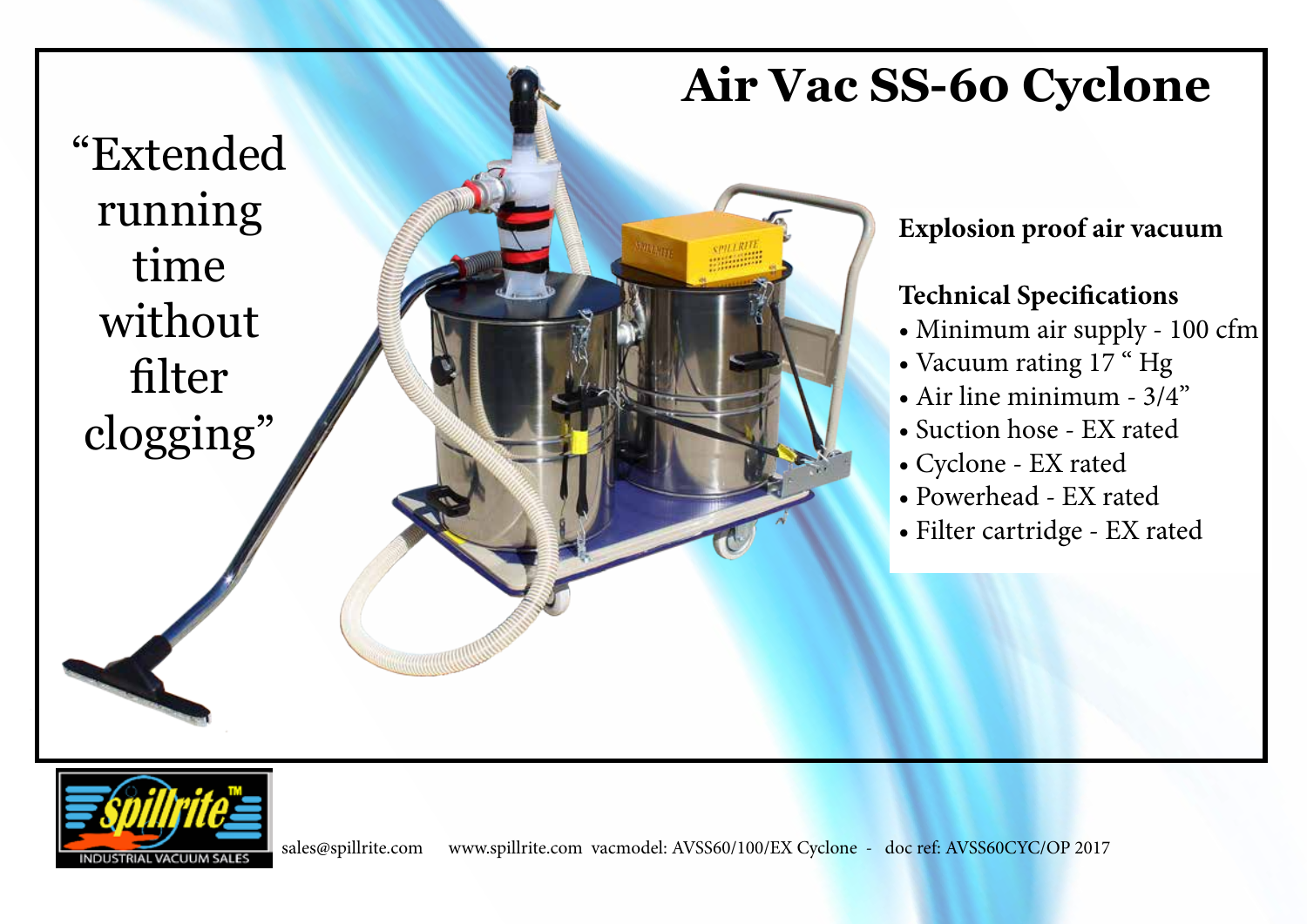# Air Vac SS-60 Cyclone

"Extended running time without filter clogging"

**Explosion proof air vacuum**

**Technical Specifications**

- Minimum air supply - 100 cfm
- Vacuum rating 17 " Hg
- Air line minimum - 3/4"
- Suction hose - EX rated
- Cyclone - EX rated
- Powerhead - EX rated
- Filter cartridge - EX rated

spillrite™ INDUSTRIAL VACUUM SALES

sales@spillrite.com www.spillrite.com vacmodel: AVSS60/100/EX Cyclone - doc ref: AVSS60CYC/OP 2017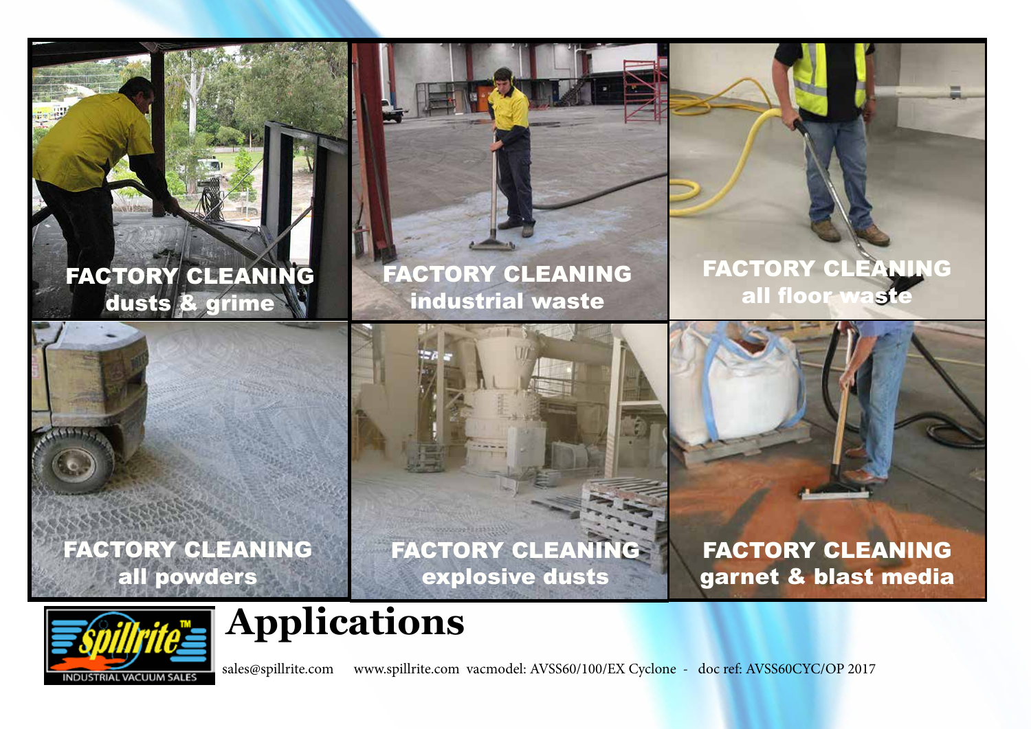FACTORY CLEANING
dusts & grime

FACTORY CLEANING
industrial waste

FACTORY CLEANING
all floor waste

FACTORY CLEANING
all powders

FACTORY CLEANING
explosive dusts

FACTORY CLEANING
garnet & blast media

spillrite™
INDUSTRIAL VACUUM SALES

# Applications

sales@spillrite.com www.spillrite.com vacmodel: AVSS60/100/EX Cyclone - doc ref: AVSS60CYC/OP 2017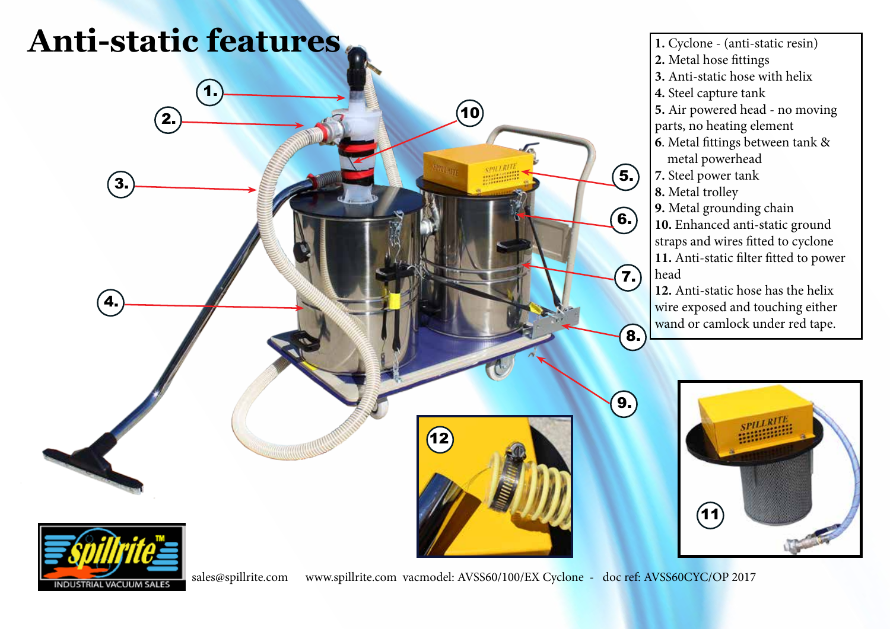# Anti-static features

1. Cyclone - (anti-static resin)
2. Metal hose fittings
3. Anti-static hose with helix
4. Steel capture tank
5. Air powered head - no moving parts, no heating element
6. Metal fittings between tank & metal powerhead
7. Steel power tank
8. Metal trolley
9. Metal grounding chain
10. Enhanced anti-static ground straps and wires fitted to cyclone
11. Anti-static filter fitted to power head
12. Anti-static hose has the helix wire exposed and touching either wand or camlock under red tape.

sales@spillrite.com www.spillrite.com vacmodel: AVSS60/100/EX Cyclone - doc ref: AVSS60CYC/OP 2017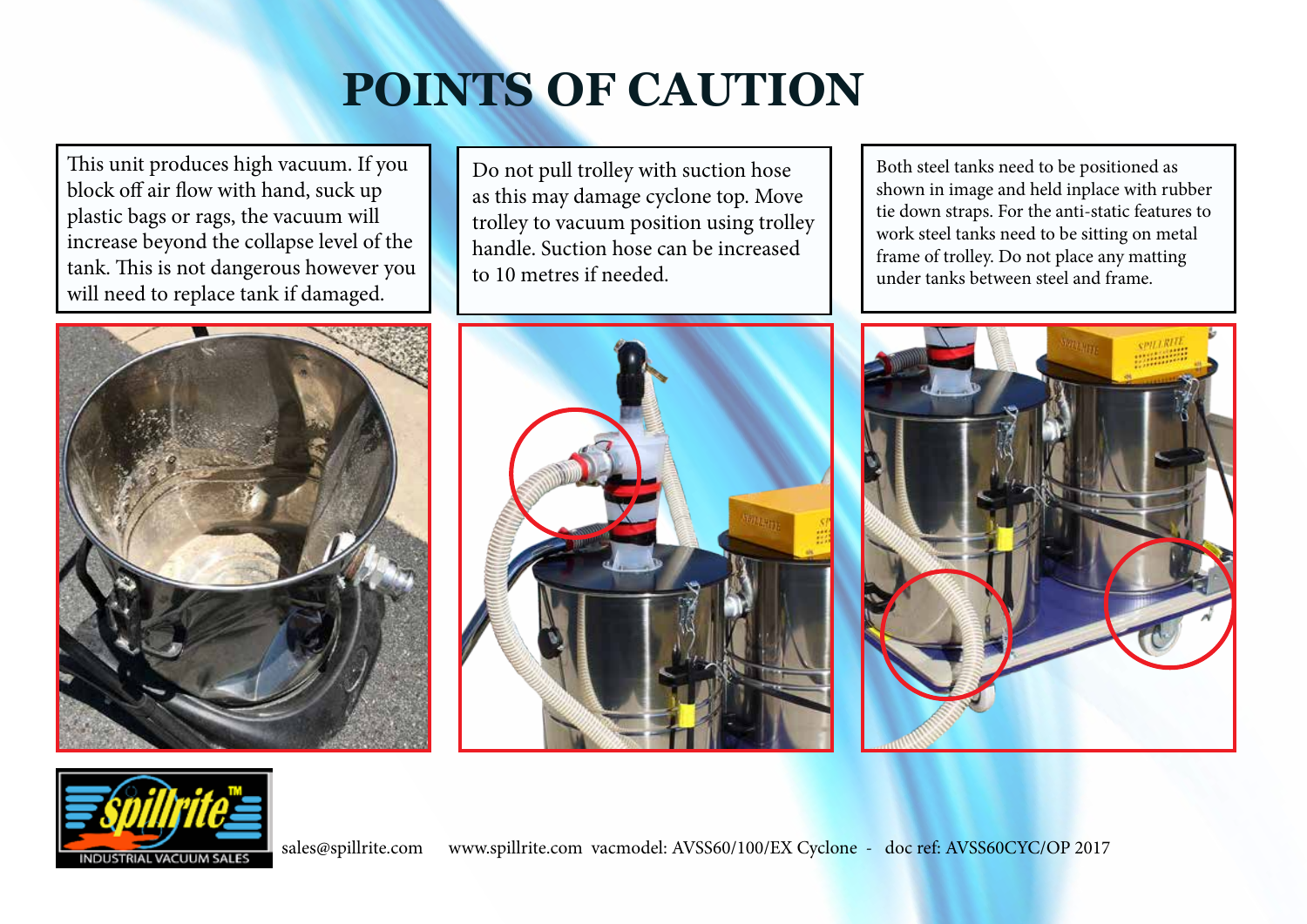# POINTS OF CAUTION

This unit produces high vacuum. If you block off air flow with hand, suck up plastic bags or rags, the vacuum will increase beyond the collapse level of the tank. This is not dangerous however you will need to replace tank if damaged.

Do not pull trolley with suction hose as this may damage cyclone top. Move trolley to vacuum position using trolley handle. Suction hose can be increased to 10 metres if needed.

Both steel tanks need to be positioned as shown in image and held inplace with rubber tie down straps. For the anti-static features to work steel tanks need to be sitting on metal frame of trolley. Do not place any matting under tanks between steel and frame.

sales@spillrite.com www.spillrite.com vacmodel: AVSS60/100/EX Cyclone - doc ref: AVSS60CYC/OP 2017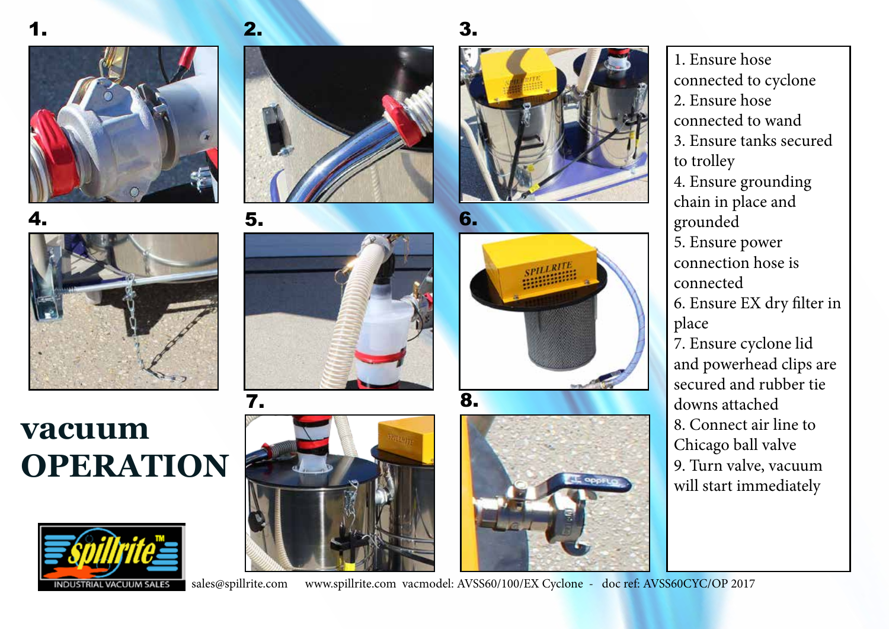# vacuum OPERATION

1. Ensure hose connected to cyclone
2. Ensure hose connected to wand
3. Ensure tanks secured to trolley
4. Ensure grounding chain in place and grounded
5. Ensure power connection hose is connected
6. Ensure EX dry filter in place
7. Ensure cyclone lid and powerhead clips are secured and rubber tie downs attached
8. Connect air line to Chicago ball valve
9. Turn valve, vacuum will start immediately

sales@spillrite.com www.spillrite.com vacmodel: AVSS60/100/EX Cyclone - doc ref: AVSS60CYC/OP 2017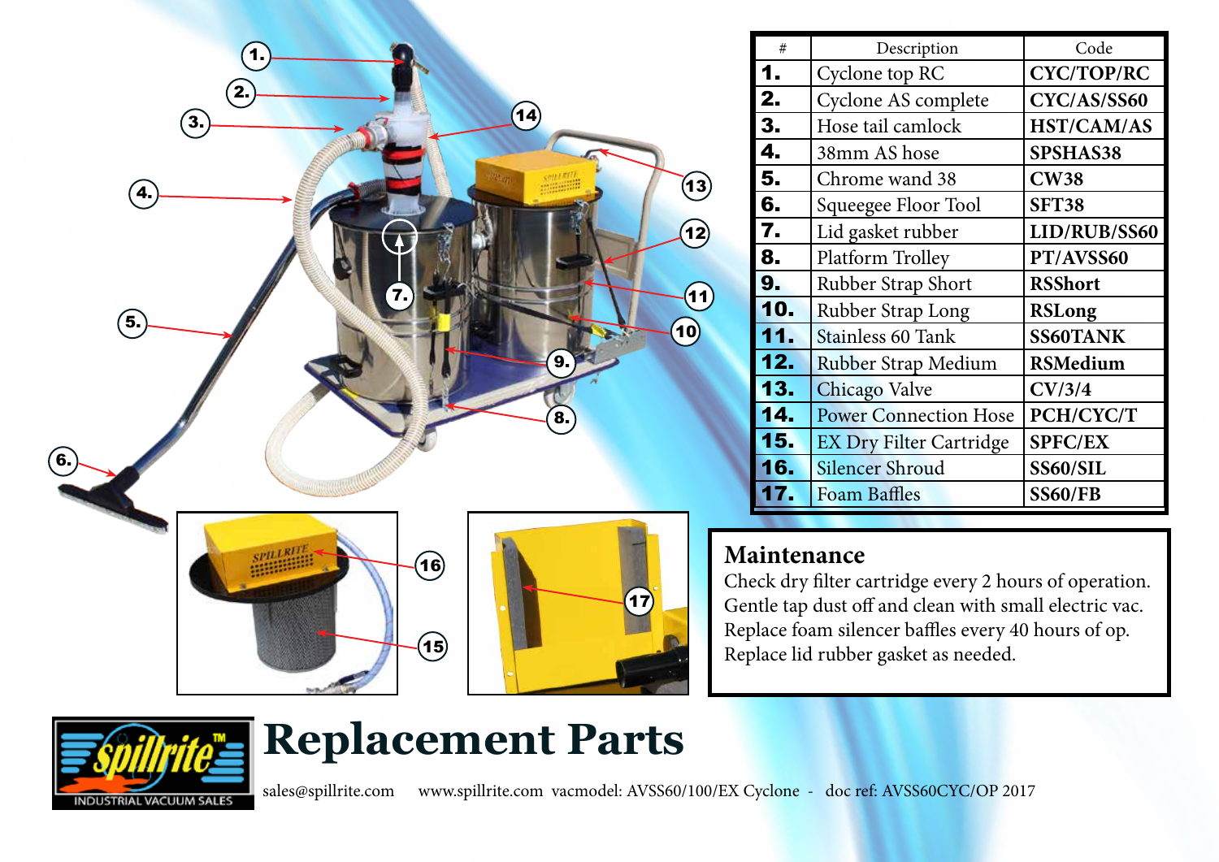| # | Description | Code |
|---|---|---|
| 1. | Cyclone top RC | CYC/TOP/RC |
| 2. | Cyclone AS complete | CYC/AS/SS60 |
| 3. | Hose tail camlock | HST/CAM/AS |
| 4. | 38mm AS hose | SPSHAS38 |
| 5. | Chrome wand 38 | CW38 |
| 6. | Squeegee Floor Tool | SFT38 |
| 7. | Lid gasket rubber | LID/RUB/SS60 |
| 8. | Platform Trolley | PT/AVSS60 |
| 9. | Rubber Strap Short | RSShort |
| 10. | Rubber Strap Long | RSLong |
| 11. | Stainless 60 Tank | SS60TANK |
| 12. | Rubber Strap Medium | RSMedium |
| 13. | Chicago Valve | CV/3/4 |
| 14. | Power Connection Hose | PCH/CYC/T |
| 15. | EX Dry Filter Cartridge | SPFC/EX |
| 16. | Silencer Shroud | SS60/SIL |
| 17. | Foam Baffles | SS60/FB |

## Maintenance

Check dry filter cartridge every 2 hours of operation.
Gentle tap dust off and clean with small electric vac.
Replace foam silencer baffles every 40 hours of op.
Replace lid rubber gasket as needed.

# Replacement Parts

sales@spillrite.com www.spillrite.com vacmodel: AVSS60/100/EX Cyclone - doc ref: AVSS60CYC/OP 2017